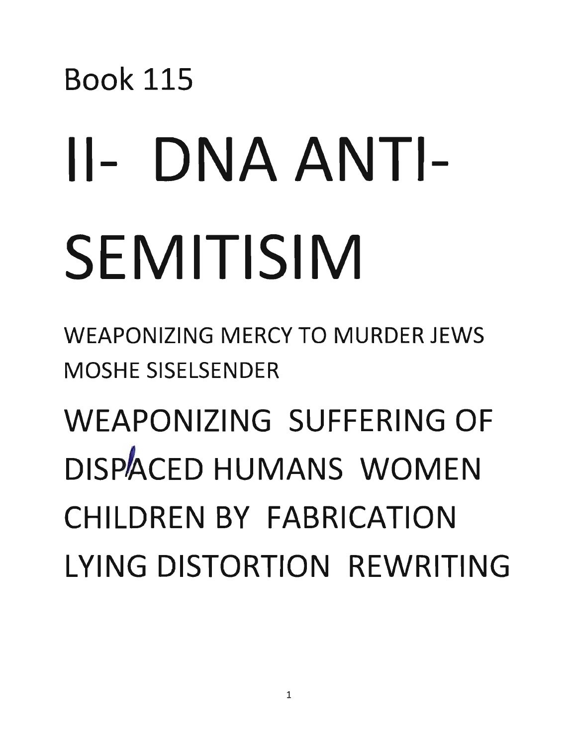Book 115

# II- DNA ANTI-SEMITISIM

WEAPONIZING MERCY TO MURDER JEWS
MOSHE SISELSENDER

## WEAPONIZING SUFFERING OF DISPLACED HUMANS WOMEN CHILDREN BY FABRICATION LYING DISTORTION REWRITING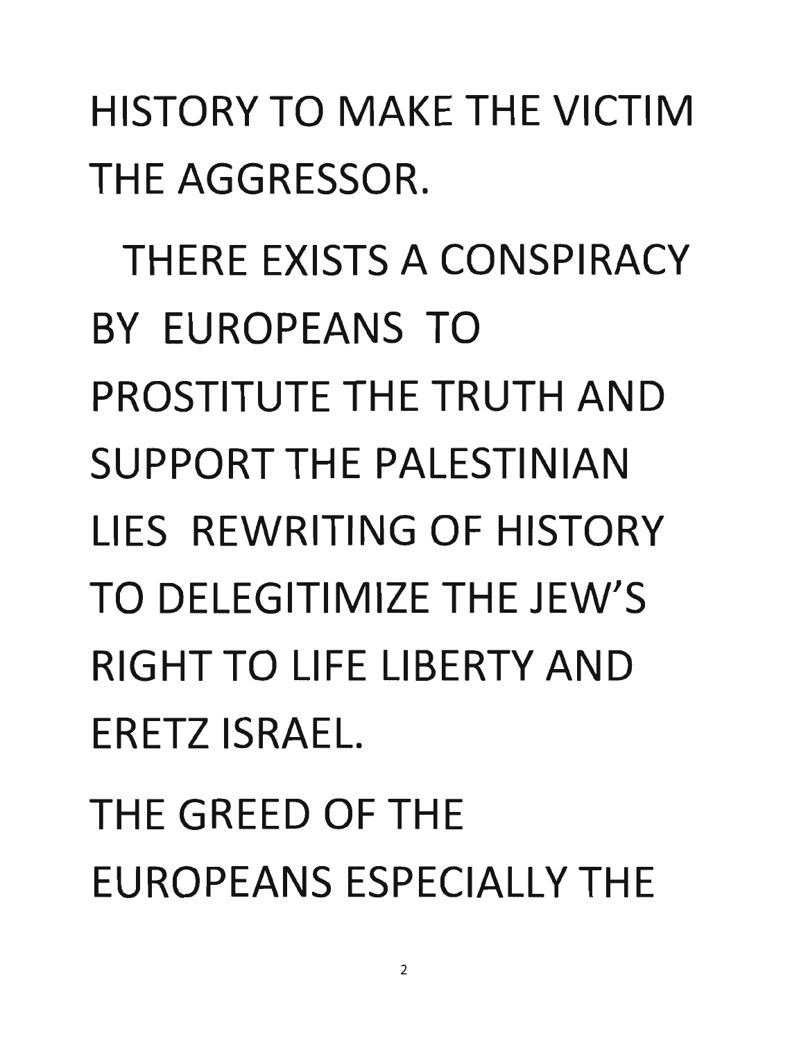HISTORY TO MAKE THE VICTIM THE AGGRESSOR.

THERE EXISTS A CONSPIRACY BY EUROPEANS TO PROSTITUTE THE TRUTH AND SUPPORT THE PALESTINIAN LIES REWRITING OF HISTORY TO DELEGITIMIZE THE JEW'S RIGHT TO LIFE LIBERTY AND ERETZ ISRAEL.

THE GREED OF THE EUROPEANS ESPECIALLY THE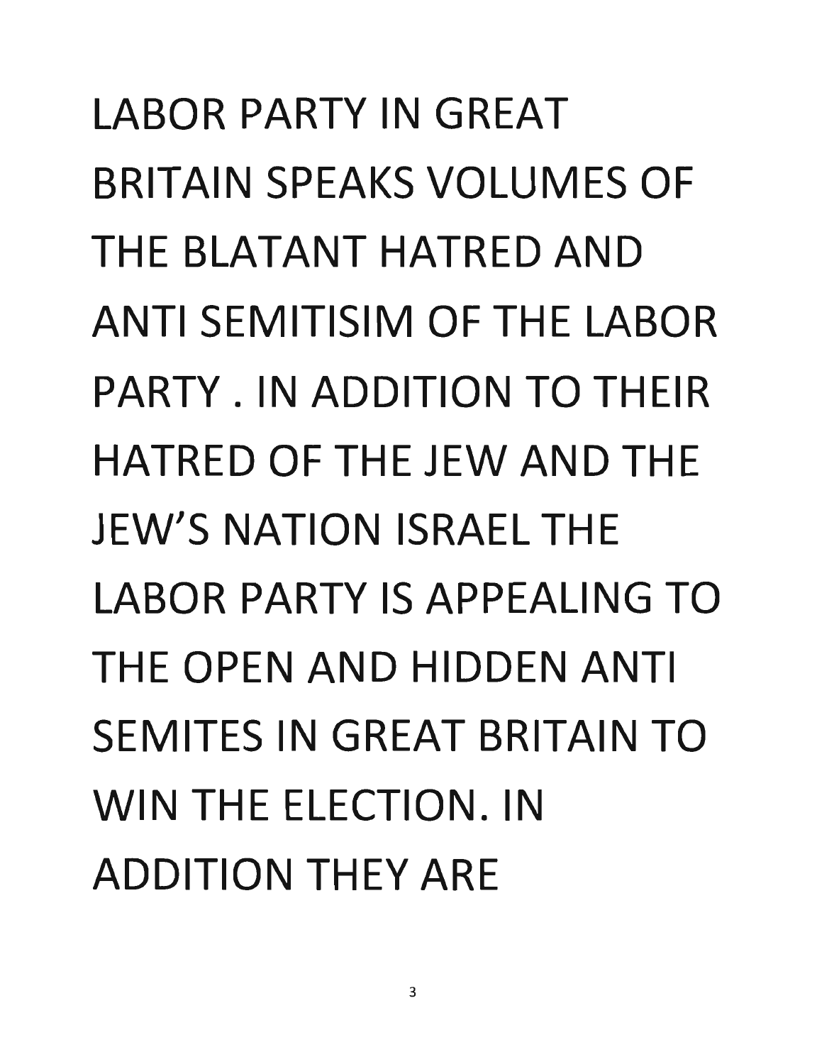LABOR PARTY IN GREAT BRITAIN SPEAKS VOLUMES OF THE BLATANT HATRED AND ANTI SEMITISIM OF THE LABOR PARTY . IN ADDITION TO THEIR HATRED OF THE JEW AND THE JEW'S NATION ISRAEL THE LABOR PARTY IS APPEALING TO THE OPEN AND HIDDEN ANTI SEMITES IN GREAT BRITAIN TO WIN THE ELECTION. IN ADDITION THEY ARE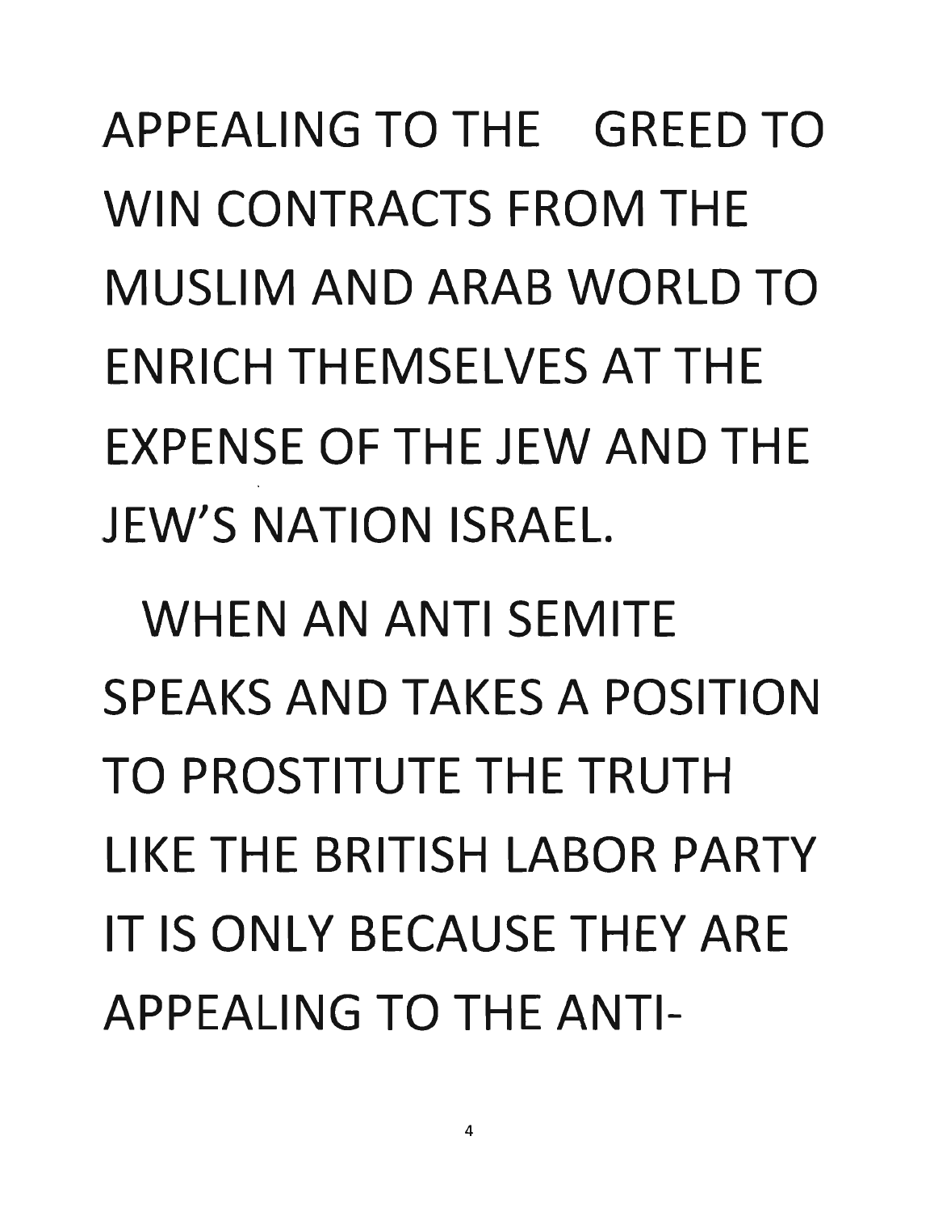APPEALING TO THE GREED TO WIN CONTRACTS FROM THE MUSLIM AND ARAB WORLD TO ENRICH THEMSELVES AT THE EXPENSE OF THE JEW AND THE JEW'S NATION ISRAEL.

WHEN AN ANTI SEMITE SPEAKS AND TAKES A POSITION TO PROSTITUTE THE TRUTH LIKE THE BRITISH LABOR PARTY IT IS ONLY BECAUSE THEY ARE APPEALING TO THE ANTI-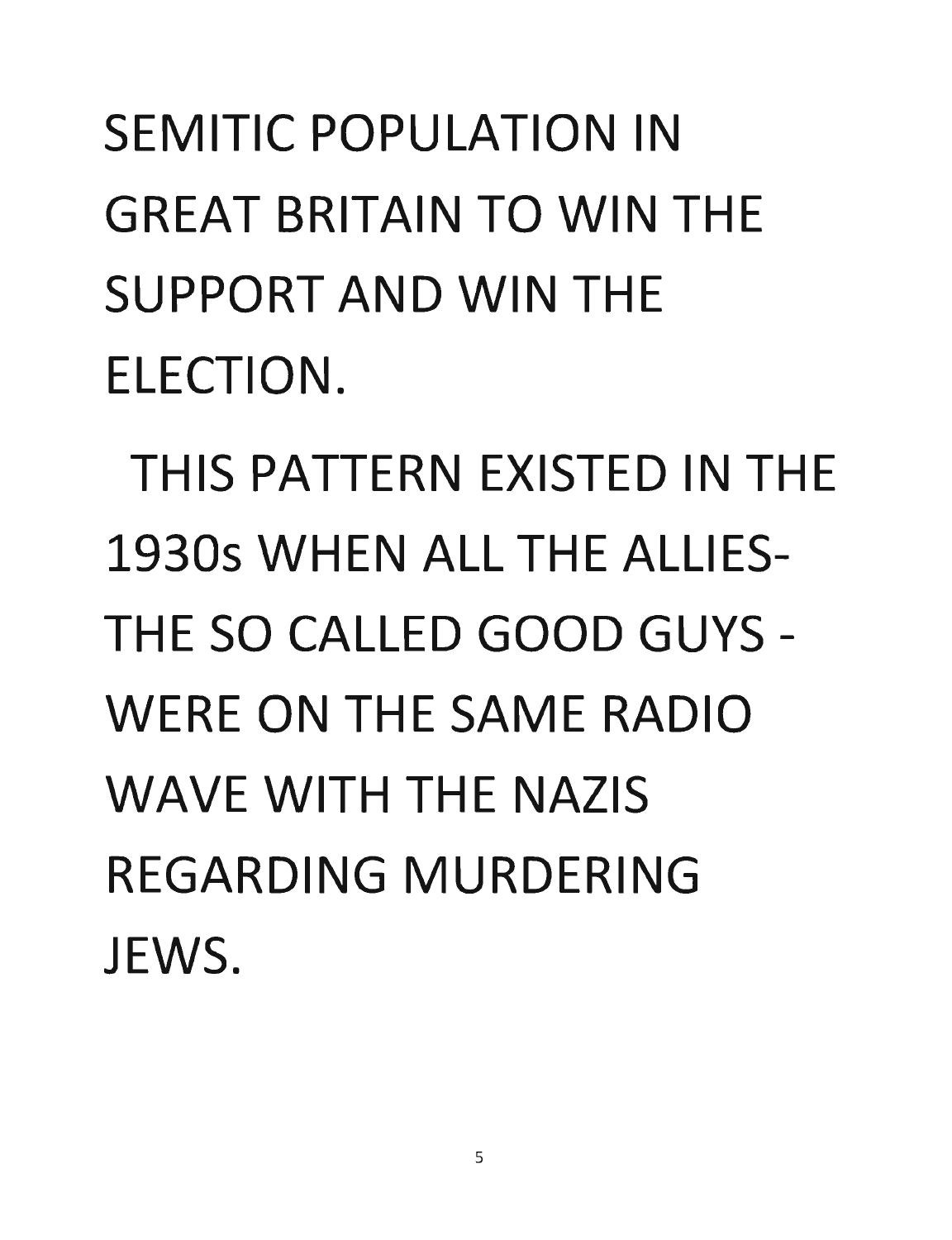SEMITIC POPULATION IN GREAT BRITAIN TO WIN THE SUPPORT AND WIN THE ELECTION.

THIS PATTERN EXISTED IN THE 1930s WHEN ALL THE ALLIES- THE SO CALLED GOOD GUYS - WERE ON THE SAME RADIO WAVE WITH THE NAZIS REGARDING MURDERING JEWS.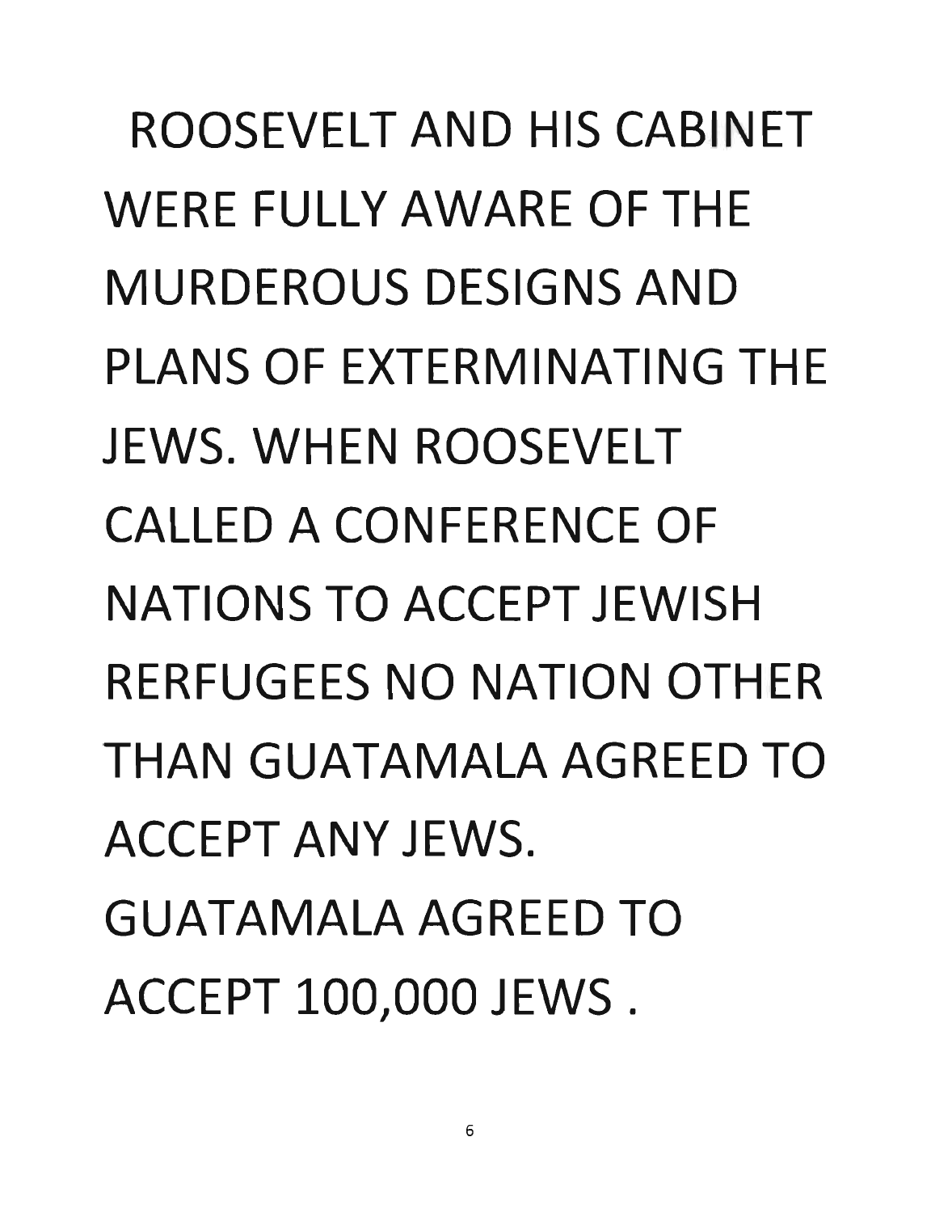ROOSEVELT AND HIS CABINET WERE FULLY AWARE OF THE MURDEROUS DESIGNS AND PLANS OF EXTERMINATING THE JEWS. WHEN ROOSEVELT CALLED A CONFERENCE OF NATIONS TO ACCEPT JEWISH RERFUGEES NO NATION OTHER THAN GUATAMALA AGREED TO ACCEPT ANY JEWS. GUATAMALA AGREED TO ACCEPT 100,000 JEWS .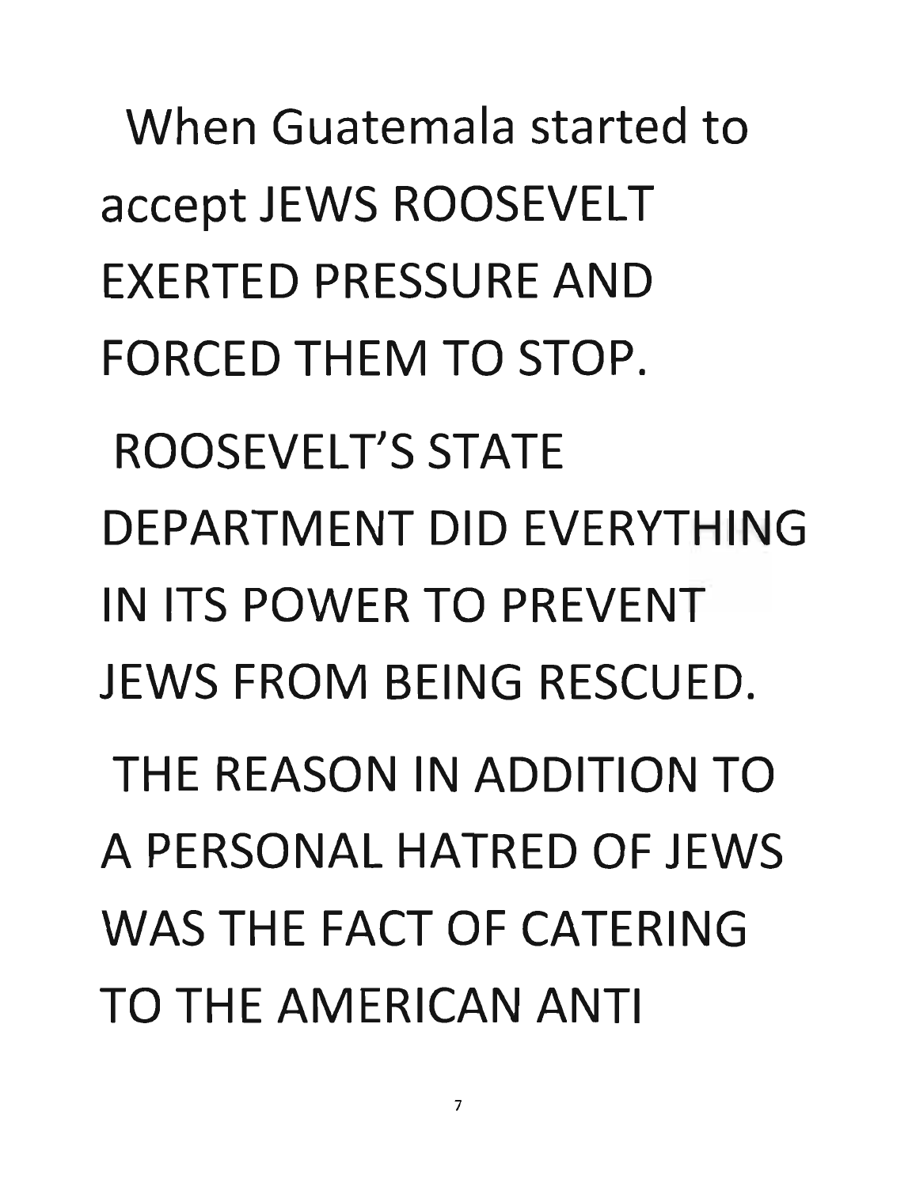When Guatemala started to accept JEWS ROOSEVELT EXERTED PRESSURE AND FORCED THEM TO STOP.

ROOSEVELT'S STATE DEPARTMENT DID EVERYTHING IN ITS POWER TO PREVENT JEWS FROM BEING RESCUED.

THE REASON IN ADDITION TO A PERSONAL HATRED OF JEWS WAS THE FACT OF CATERING TO THE AMERICAN ANTI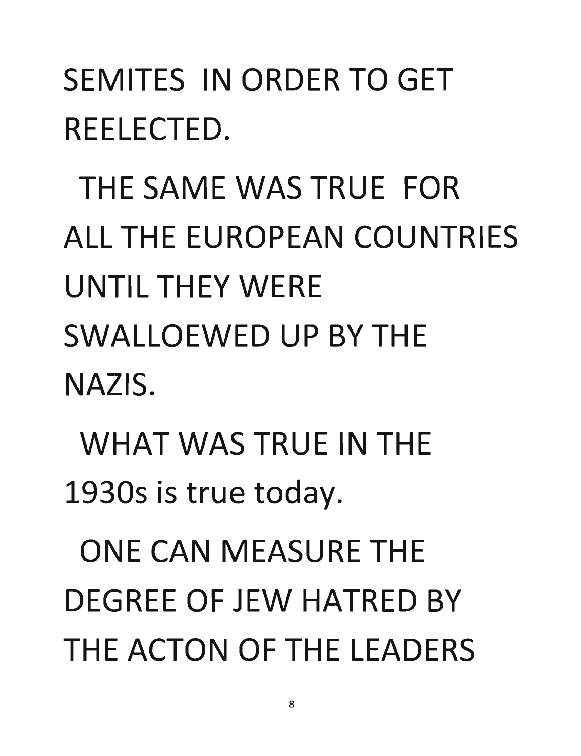SEMITES IN ORDER TO GET REELECTED.

THE SAME WAS TRUE FOR ALL THE EUROPEAN COUNTRIES UNTIL THEY WERE SWALLOEWED UP BY THE NAZIS.

WHAT WAS TRUE IN THE 1930s is true today.

ONE CAN MEASURE THE DEGREE OF JEW HATRED BY THE ACTON OF THE LEADERS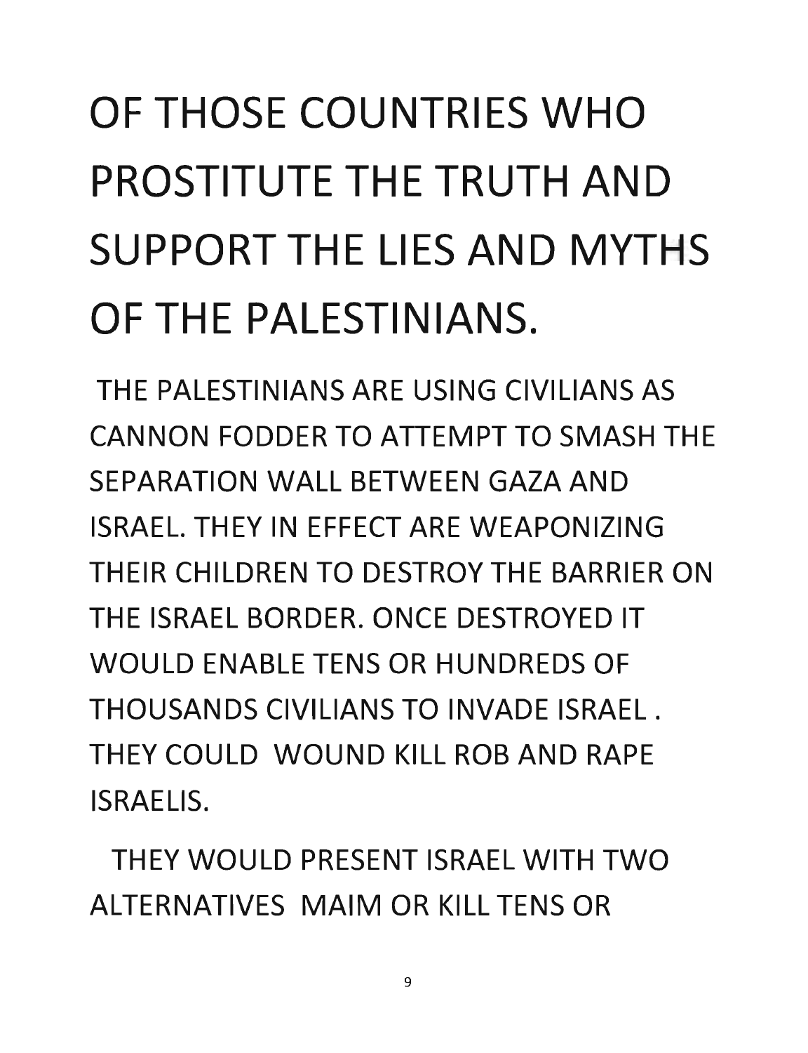# OF THOSE COUNTRIES WHO PROSTITUTE THE TRUTH AND SUPPORT THE LIES AND MYTHS OF THE PALESTINIANS.

THE PALESTINIANS ARE USING CIVILIANS AS CANNON FODDER TO ATTEMPT TO SMASH THE SEPARATION WALL BETWEEN GAZA AND ISRAEL. THEY IN EFFECT ARE WEAPONIZING THEIR CHILDREN TO DESTROY THE BARRIER ON THE ISRAEL BORDER. ONCE DESTROYED IT WOULD ENABLE TENS OR HUNDREDS OF THOUSANDS CIVILIANS TO INVADE ISRAEL . THEY COULD WOUND KILL ROB AND RAPE ISRAELIS.

THEY WOULD PRESENT ISRAEL WITH TWO ALTERNATIVES MAIM OR KILL TENS OR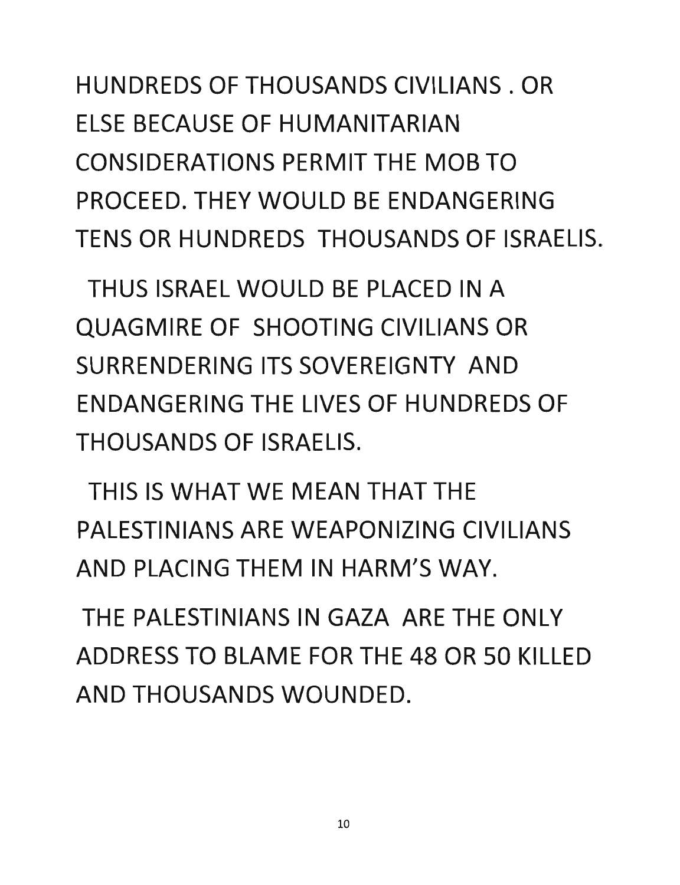HUNDREDS OF THOUSANDS CIVILIANS . OR ELSE BECAUSE OF HUMANITARIAN CONSIDERATIONS PERMIT THE MOB TO PROCEED. THEY WOULD BE ENDANGERING TENS OR HUNDREDS THOUSANDS OF ISRAELIS.

THUS ISRAEL WOULD BE PLACED IN A QUAGMIRE OF SHOOTING CIVILIANS OR SURRENDERING ITS SOVEREIGNTY AND ENDANGERING THE LIVES OF HUNDREDS OF THOUSANDS OF ISRAELIS.

THIS IS WHAT WE MEAN THAT THE PALESTINIANS ARE WEAPONIZING CIVILIANS AND PLACING THEM IN HARM'S WAY.

THE PALESTINIANS IN GAZA ARE THE ONLY ADDRESS TO BLAME FOR THE 48 OR 50 KILLED AND THOUSANDS WOUNDED.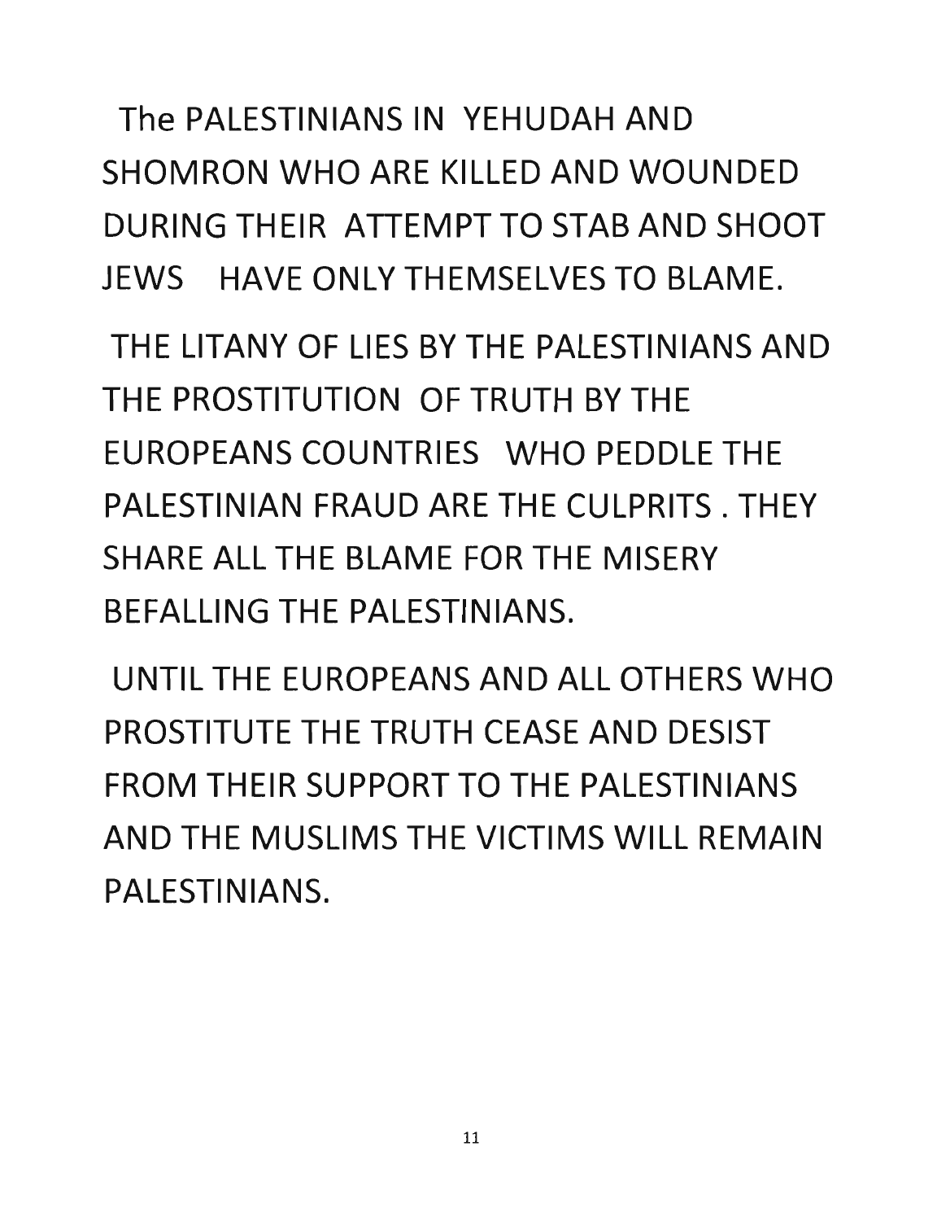The PALESTINIANS IN YEHUDAH AND SHOMRON WHO ARE KILLED AND WOUNDED DURING THEIR ATTEMPT TO STAB AND SHOOT JEWS HAVE ONLY THEMSELVES TO BLAME.

THE LITANY OF LIES BY THE PALESTINIANS AND THE PROSTITUTION OF TRUTH BY THE EUROPEANS COUNTRIES WHO PEDDLE THE PALESTINIAN FRAUD ARE THE CULPRITS . THEY SHARE ALL THE BLAME FOR THE MISERY BEFALLING THE PALESTINIANS.

UNTIL THE EUROPEANS AND ALL OTHERS WHO PROSTITUTE THE TRUTH CEASE AND DESIST FROM THEIR SUPPORT TO THE PALESTINIANS AND THE MUSLIMS THE VICTIMS WILL REMAIN PALESTINIANS.